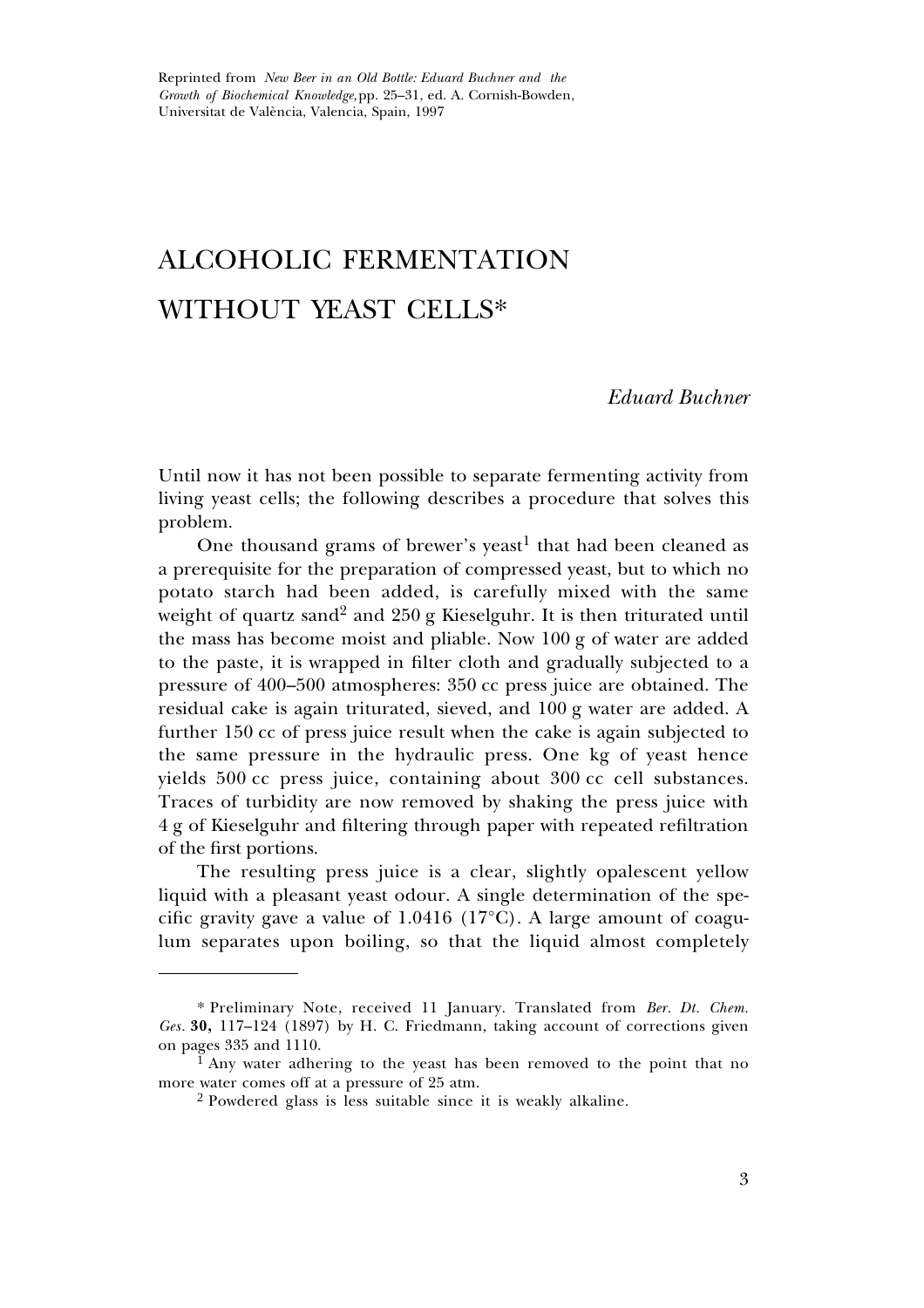Reprinted from *New Beer in an Old Bottle: Eduard Buchner and the Growth of Biochemical Knowledge,* pp. 25–31, ed. A. Cornish-Bowden, Universitat de València, Valencia, Spain, 1997

# ALCOHOLIC FERMENTATION WITHOUT YEAST CELLS*

*Eduard Buchner*

Until now it has not been possible to separate fermenting activity from living yeast cells; the following describes a procedure that solves this problem.

One thousand grams of brewer's yeast[1] that had been cleaned as a prerequisite for the preparation of compressed yeast, but to which no potato starch had been added, is carefully mixed with the same weight of quartz sand[2] and 250 g Kieselguhr. It is then triturated until the mass has become moist and pliable. Now 100 g of water are added to the paste, it is wrapped in filter cloth and gradually subjected to a pressure of 400–500 atmospheres: 350 cc press juice are obtained. The residual cake is again triturated, sieved, and 100 g water are added. A further 150 cc of press juice result when the cake is again subjected to the same pressure in the hydraulic press. One kg of yeast hence yields 500 cc press juice, containing about 300 cc cell substances. Traces of turbidity are now removed by shaking the press juice with 4 g of Kieselguhr and filtering through paper with repeated refiltration of the first portions.

The resulting press juice is a clear, slightly opalescent yellow liquid with a pleasant yeast odour. A single determination of the specific gravity gave a value of 1.0416 (17°C). A large amount of coagulum separates upon boiling, so that the liquid almost completely

---

\* Preliminary Note, received 11 January. Translated from *Ber. Dt. Chem. Ges.* **30,** 117–124 (1897) by H. C. Friedmann, taking account of corrections given on pages 335 and 1110.

[1] Any water adhering to the yeast has been removed to the point that no more water comes off at a pressure of 25 atm.

[2] Powdered glass is less suitable since it is weakly alkaline.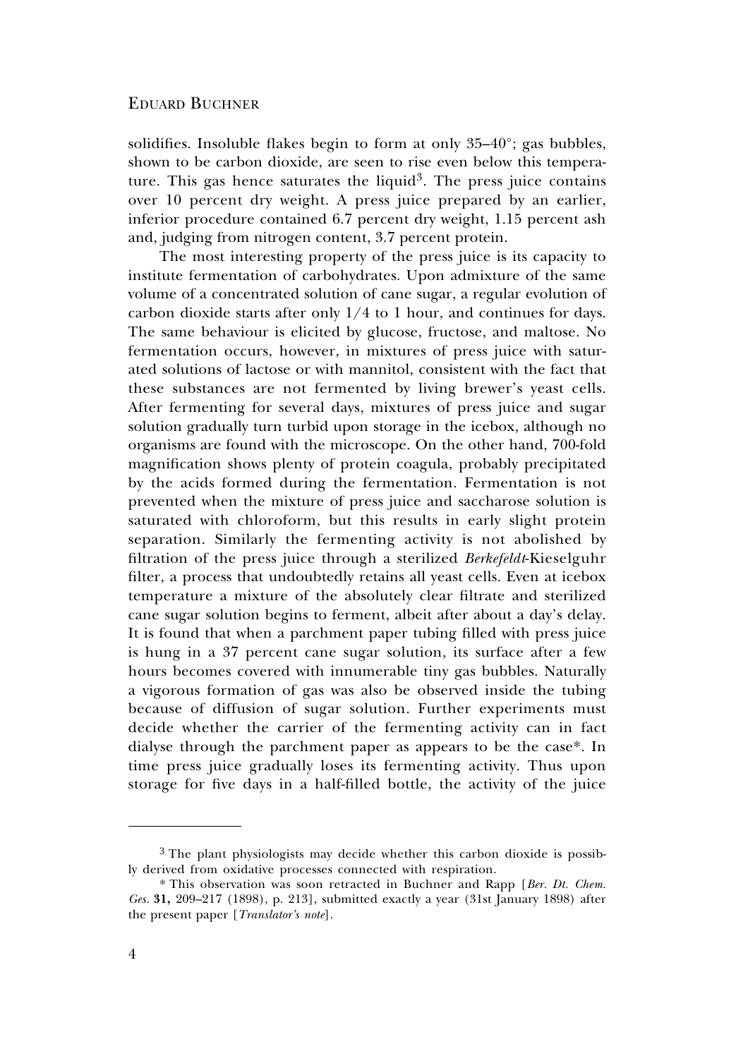solidifies. Insoluble flakes begin to form at only 35–40°; gas bubbles, shown to be carbon dioxide, are seen to rise even below this temperature. This gas hence saturates the liquid[3]. The press juice contains over 10 percent dry weight. A press juice prepared by an earlier, inferior procedure contained 6.7 percent dry weight, 1.15 percent ash and, judging from nitrogen content, 3.7 percent protein.

The most interesting property of the press juice is its capacity to institute fermentation of carbohydrates. Upon admixture of the same volume of a concentrated solution of cane sugar, a regular evolution of carbon dioxide starts after only 1/4 to 1 hour, and continues for days. The same behaviour is elicited by glucose, fructose, and maltose. No fermentation occurs, however, in mixtures of press juice with saturated solutions of lactose or with mannitol, consistent with the fact that these substances are not fermented by living brewer's yeast cells. After fermenting for several days, mixtures of press juice and sugar solution gradually turn turbid upon storage in the icebox, although no organisms are found with the microscope. On the other hand, 700-fold magnification shows plenty of protein coagula, probably precipitated by the acids formed during the fermentation. Fermentation is not prevented when the mixture of press juice and saccharose solution is saturated with chloroform, but this results in early slight protein separation. Similarly the fermenting activity is not abolished by filtration of the press juice through a sterilized *Berkefeldt*-Kieselguhr filter, a process that undoubtedly retains all yeast cells. Even at icebox temperature a mixture of the absolutely clear filtrate and sterilized cane sugar solution begins to ferment, albeit after about a day's delay. It is found that when a parchment paper tubing filled with press juice is hung in a 37 percent cane sugar solution, its surface after a few hours becomes covered with innumerable tiny gas bubbles. Naturally a vigorous formation of gas was also be observed inside the tubing because of diffusion of sugar solution. Further experiments must decide whether the carrier of the fermenting activity can in fact dialyse through the parchment paper as appears to be the case*. In time press juice gradually loses its fermenting activity. Thus upon storage for five days in a half-filled bottle, the activity of the juice

---

[3] The plant physiologists may decide whether this carbon dioxide is possibly derived from oxidative processes connected with respiration.

* This observation was soon retracted in Buchner and Rapp [*Ber. Dt. Chem. Ges.* **31,** 209–217 (1898), p. 213], submitted exactly a year (31st January 1898) after the present paper [*Translator's note*].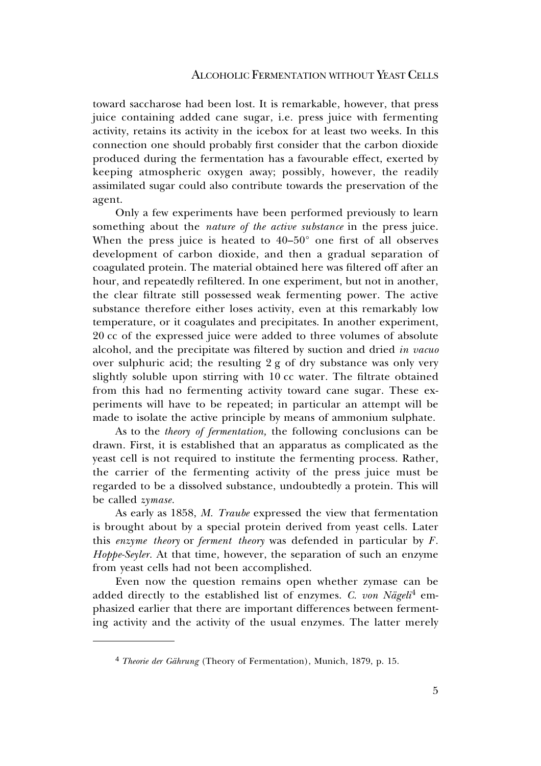toward saccharose had been lost. It is remarkable, however, that press juice containing added cane sugar, i.e. press juice with fermenting activity, retains its activity in the icebox for at least two weeks. In this connection one should probably first consider that the carbon dioxide produced during the fermentation has a favourable effect, exerted by keeping atmospheric oxygen away; possibly, however, the readily assimilated sugar could also contribute towards the preservation of the agent.

Only a few experiments have been performed previously to learn something about the *nature of the active substance* in the press juice. When the press juice is heated to 40–50° one first of all observes development of carbon dioxide, and then a gradual separation of coagulated protein. The material obtained here was filtered off after an hour, and repeatedly refiltered. In one experiment, but not in another, the clear filtrate still possessed weak fermenting power. The active substance therefore either loses activity, even at this remarkably low temperature, or it coagulates and precipitates. In another experiment, 20 cc of the expressed juice were added to three volumes of absolute alcohol, and the precipitate was filtered by suction and dried *in vacuo* over sulphuric acid; the resulting 2 g of dry substance was only very slightly soluble upon stirring with 10 cc water. The filtrate obtained from this had no fermenting activity toward cane sugar. These experiments will have to be repeated; in particular an attempt will be made to isolate the active principle by means of ammonium sulphate.

As to the *theory of fermentation,* the following conclusions can be drawn. First, it is established that an apparatus as complicated as the yeast cell is not required to institute the fermenting process. Rather, the carrier of the fermenting activity of the press juice must be regarded to be a dissolved substance, undoubtedly a protein. This will be called *zymase.*

As early as 1858, *M. Traube* expressed the view that fermentation is brought about by a special protein derived from yeast cells. Later this *enzyme theory* or *ferment theory* was defended in particular by *F. Hoppe-Seyler.* At that time, however, the separation of such an enzyme from yeast cells had not been accomplished.

Even now the question remains open whether zymase can be added directly to the established list of enzymes. *C. von Nägeli*[4] emphasized earlier that there are important differences between fermenting activity and the activity of the usual enzymes. The latter merely

[4] *Theorie der Gährung* (Theory of Fermentation), Munich, 1879, p. 15.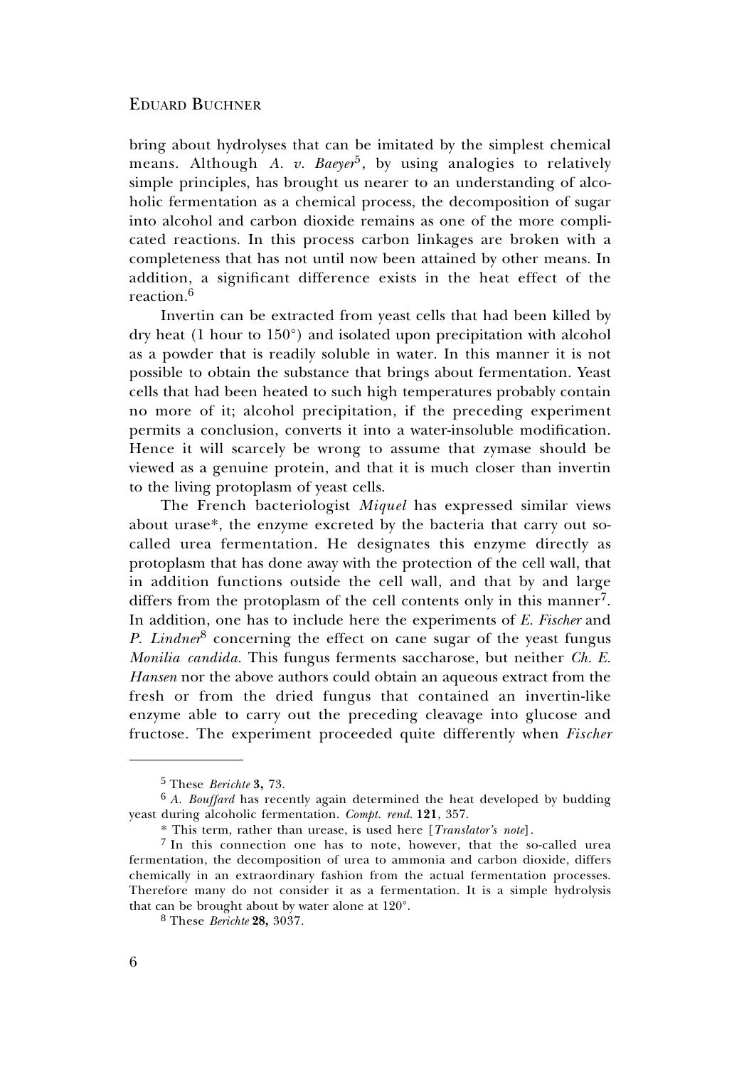bring about hydrolyses that can be imitated by the simplest chemical means. Although *A. v. Baeyer*[5], by using analogies to relatively simple principles, has brought us nearer to an understanding of alcoholic fermentation as a chemical process, the decomposition of sugar into alcohol and carbon dioxide remains as one of the more complicated reactions. In this process carbon linkages are broken with a completeness that has not until now been attained by other means. In addition, a significant difference exists in the heat effect of the reaction.[6]

Invertin can be extracted from yeast cells that had been killed by dry heat (1 hour to 150°) and isolated upon precipitation with alcohol as a powder that is readily soluble in water. In this manner it is not possible to obtain the substance that brings about fermentation. Yeast cells that had been heated to such high temperatures probably contain no more of it; alcohol precipitation, if the preceding experiment permits a conclusion, converts it into a water-insoluble modification. Hence it will scarcely be wrong to assume that zymase should be viewed as a genuine protein, and that it is much closer than invertin to the living protoplasm of yeast cells.

The French bacteriologist *Miquel* has expressed similar views about urase*, the enzyme excreted by the bacteria that carry out so-called urea fermentation. He designates this enzyme directly as protoplasm that has done away with the protection of the cell wall, that in addition functions outside the cell wall, and that by and large differs from the protoplasm of the cell contents only in this manner[7]. In addition, one has to include here the experiments of *E. Fischer* and *P. Lindner*[8] concerning the effect on cane sugar of the yeast fungus *Monilia candida*. This fungus ferments saccharose, but neither *Ch. E. Hansen* nor the above authors could obtain an aqueous extract from the fresh or from the dried fungus that contained an invertin-like enzyme able to carry out the preceding cleavage into glucose and fructose. The experiment proceeded quite differently when *Fischer*

---

[5] These *Berichte* **3,** 73.

[6] *A. Bouffard* has recently again determined the heat developed by budding yeast during alcoholic fermentation. *Compt. rend.* **121**, 357.

\* This term, rather than urease, is used here [*Translator's note*].

[7] In this connection one has to note, however, that the so-called urea fermentation, the decomposition of urea to ammonia and carbon dioxide, differs chemically in an extraordinary fashion from the actual fermentation processes. Therefore many do not consider it as a fermentation. It is a simple hydrolysis that can be brought about by water alone at 120°.

[8] These *Berichte* **28,** 3037.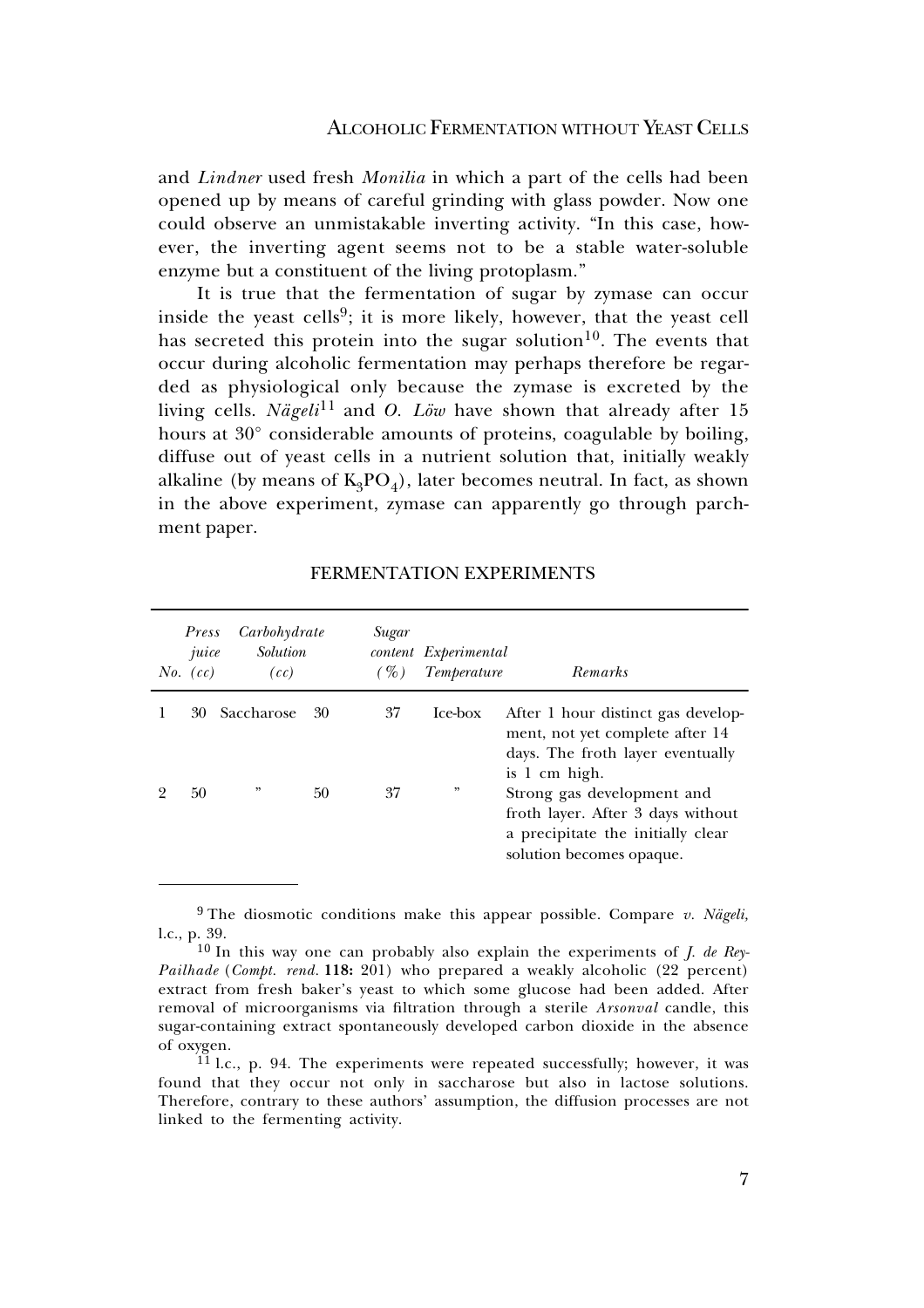and *Lindner* used fresh *Monilia* in which a part of the cells had been opened up by means of careful grinding with glass powder. Now one could observe an unmistakable inverting activity. "In this case, however, the inverting agent seems not to be a stable water-soluble enzyme but a constituent of the living protoplasm."

It is true that the fermentation of sugar by zymase can occur inside the yeast cells[9]; it is more likely, however, that the yeast cell has secreted this protein into the sugar solution[10]. The events that occur during alcoholic fermentation may perhaps therefore be regarded as physiological only because the zymase is excreted by the living cells. *Nägeli*[11] and *O. Löw* have shown that already after 15 hours at 30° considerable amounts of proteins, coagulable by boiling, diffuse out of yeast cells in a nutrient solution that, initially weakly alkaline (by means of $K_3PO_4$), later becomes neutral. In fact, as shown in the above experiment, zymase can apparently go through parchment paper.

FERMENTATION EXPERIMENTS

| *No.* | *Press juice (cc)* | *Carbohydrate Solution (cc)* | | *Sugar content (%)* | *Experimental Temperature* | *Remarks* |
|---|---|---|---|---|---|---|
| 1 | 30 | Saccharose | 30 | 37 | Ice-box | After 1 hour distinct gas development, not yet complete after 14 days. The froth layer eventually is 1 cm high. |
| 2 | 50 | " | 50 | 37 | " | Strong gas development and froth layer. After 3 days without a precipitate the initially clear solution becomes opaque. |

---

[9] The diosmotic conditions make this appear possible. Compare *v. Nägeli,* l.c., p. 39.

[10] In this way one can probably also explain the experiments of *J. de Rey-Pailhade* (*Compt. rend.* **118:** 201) who prepared a weakly alcoholic (22 percent) extract from fresh baker's yeast to which some glucose had been added. After removal of microorganisms via filtration through a sterile *Arsonval* candle, this sugar-containing extract spontaneously developed carbon dioxide in the absence of oxygen.

[11] l.c., p. 94. The experiments were repeated successfully; however, it was found that they occur not only in saccharose but also in lactose solutions. Therefore, contrary to these authors' assumption, the diffusion processes are not linked to the fermenting activity.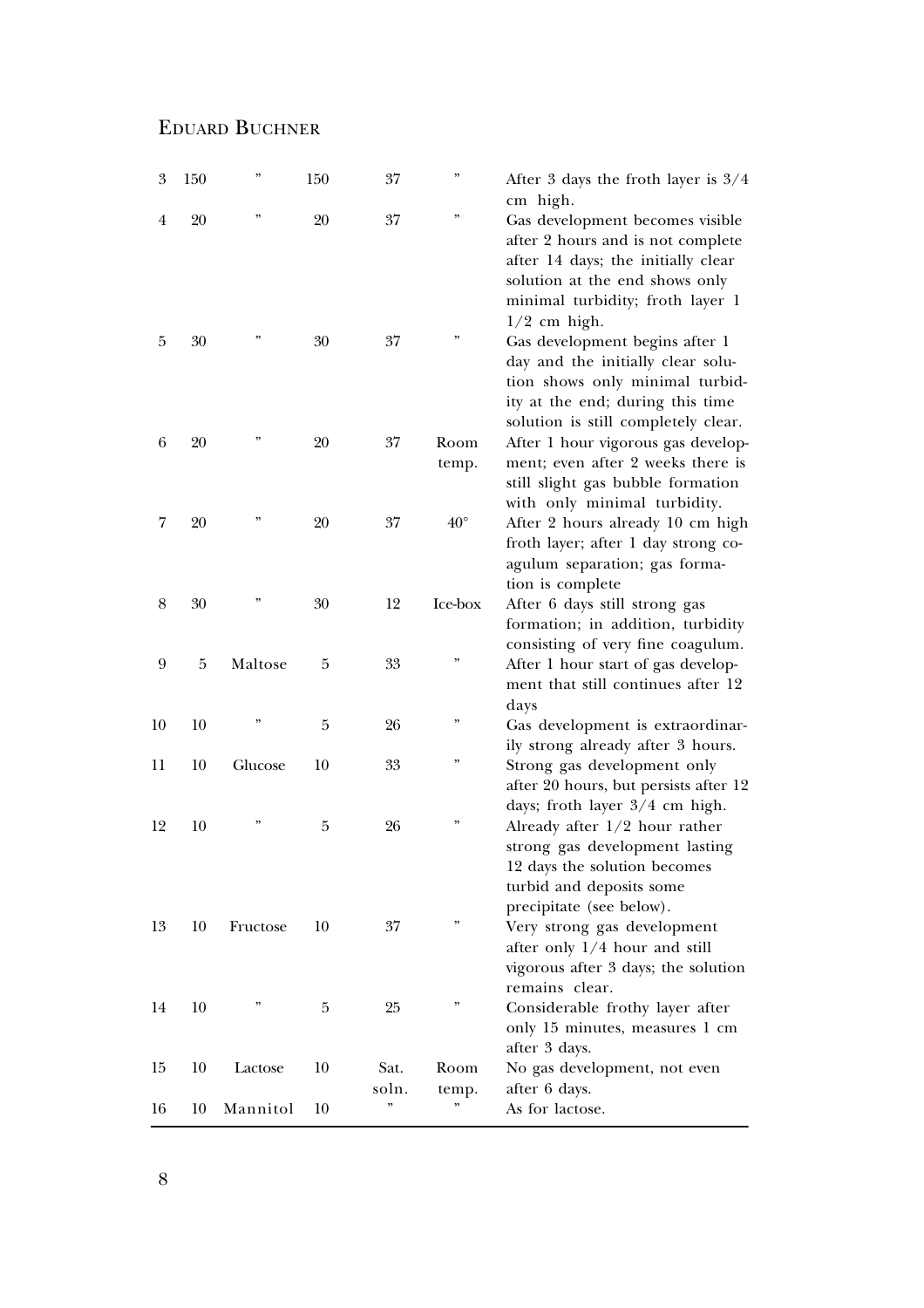| | | | | | | |
|---|---|---|---|---|---|---|
| 3 | 150 | ” | 150 | 37 | ” | After 3 days the froth layer is 3/4 cm high. |
| 4 | 20 | ” | 20 | 37 | ” | Gas development becomes visible after 2 hours and is not complete after 14 days; the initially clear solution at the end shows only minimal turbidity; froth layer 1 1/2 cm high. |
| 5 | 30 | ” | 30 | 37 | ” | Gas development begins after 1 day and the initially clear solution shows only minimal turbidity at the end; during this time solution is still completely clear. |
| 6 | 20 | ” | 20 | 37 | Room temp. | After 1 hour vigorous gas development; even after 2 weeks there is still slight gas bubble formation with only minimal turbidity. |
| 7 | 20 | ” | 20 | 37 | 40° | After 2 hours already 10 cm high froth layer; after 1 day strong coagulum separation; gas formation is complete |
| 8 | 30 | ” | 30 | 12 | Ice-box | After 6 days still strong gas formation; in addition, turbidity consisting of very fine coagulum. |
| 9 | 5 | Maltose | 5 | 33 | ” | After 1 hour start of gas development that still continues after 12 days |
| 10 | 10 | ” | 5 | 26 | ” | Gas development is extraordinarily strong already after 3 hours. |
| 11 | 10 | Glucose | 10 | 33 | ” | Strong gas development only after 20 hours, but persists after 12 days; froth layer 3/4 cm high. |
| 12 | 10 | ” | 5 | 26 | ” | Already after 1/2 hour rather strong gas development lasting 12 days the solution becomes turbid and deposits some precipitate (see below). |
| 13 | 10 | Fructose | 10 | 37 | ” | Very strong gas development after only 1/4 hour and still vigorous after 3 days; the solution remains clear. |
| 14 | 10 | ” | 5 | 25 | ” | Considerable frothy layer after only 15 minutes, measures 1 cm after 3 days. |
| 15 | 10 | Lactose | 10 | Sat. soln. | Room temp. | No gas development, not even after 6 days. |
| 16 | 10 | Mannitol | 10 | ” | ” | As for lactose. |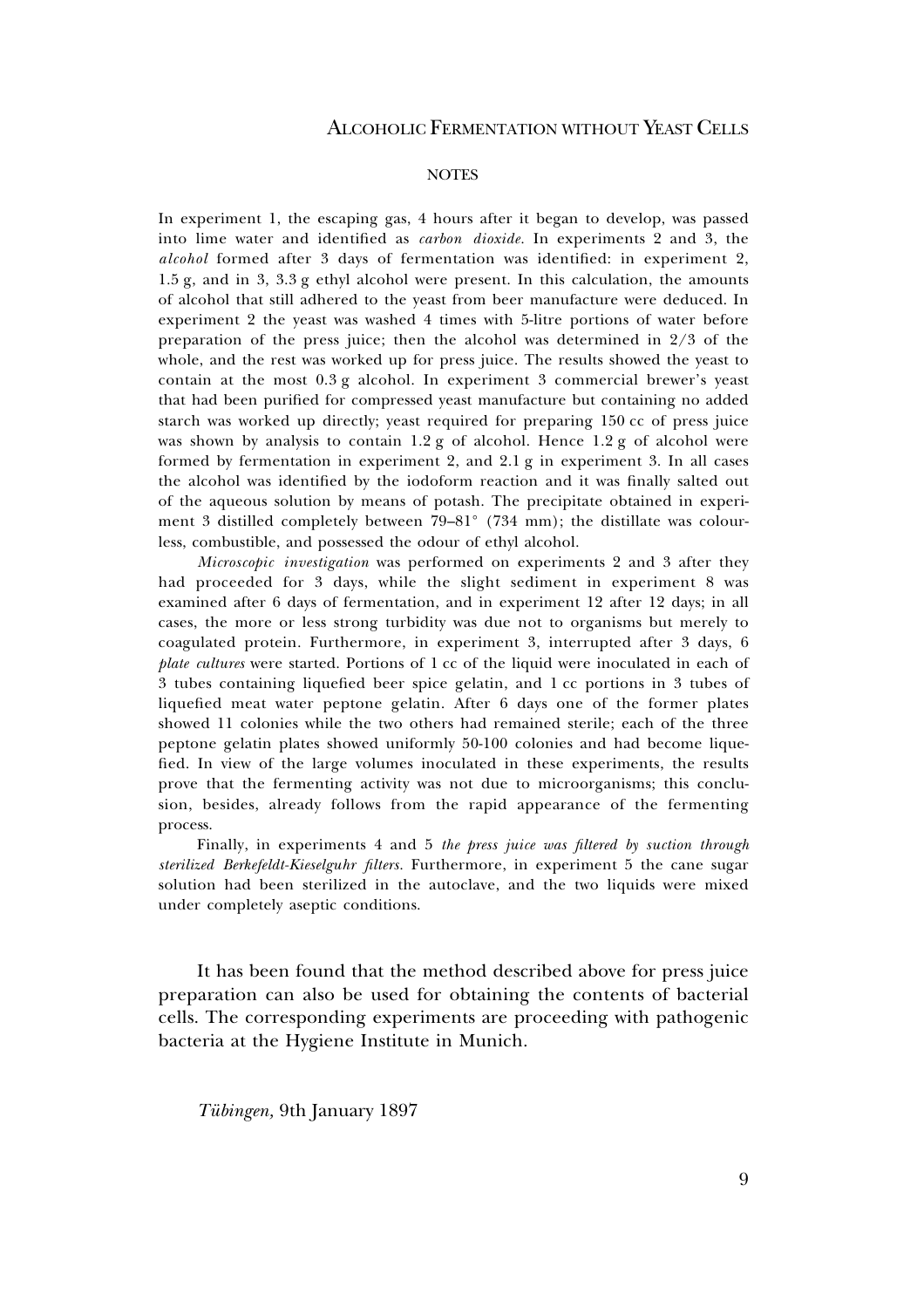## NOTES

In experiment 1, the escaping gas, 4 hours after it began to develop, was passed into lime water and identified as *carbon dioxide.* In experiments 2 and 3, the *alcohol* formed after 3 days of fermentation was identified: in experiment 2, 1.5 g, and in 3, 3.3 g ethyl alcohol were present. In this calculation, the amounts of alcohol that still adhered to the yeast from beer manufacture were deduced. In experiment 2 the yeast was washed 4 times with 5-litre portions of water before preparation of the press juice; then the alcohol was determined in 2/3 of the whole, and the rest was worked up for press juice. The results showed the yeast to contain at the most 0.3 g alcohol. In experiment 3 commercial brewer's yeast that had been purified for compressed yeast manufacture but containing no added starch was worked up directly; yeast required for preparing 150 cc of press juice was shown by analysis to contain 1.2 g of alcohol. Hence 1.2 g of alcohol were formed by fermentation in experiment 2, and 2.1 g in experiment 3. In all cases the alcohol was identified by the iodoform reaction and it was finally salted out of the aqueous solution by means of potash. The precipitate obtained in experiment 3 distilled completely between 79–81° (734 mm); the distillate was colourless, combustible, and possessed the odour of ethyl alcohol.

*Microscopic investigation* was performed on experiments 2 and 3 after they had proceeded for 3 days, while the slight sediment in experiment 8 was examined after 6 days of fermentation, and in experiment 12 after 12 days; in all cases, the more or less strong turbidity was due not to organisms but merely to coagulated protein. Furthermore, in experiment 3, interrupted after 3 days, 6 *plate cultures* were started. Portions of 1 cc of the liquid were inoculated in each of 3 tubes containing liquefied beer spice gelatin, and 1 cc portions in 3 tubes of liquefied meat water peptone gelatin. After 6 days one of the former plates showed 11 colonies while the two others had remained sterile; each of the three peptone gelatin plates showed uniformly 50-100 colonies and had become liquefied. In view of the large volumes inoculated in these experiments, the results prove that the fermenting activity was not due to microorganisms; this conclusion, besides, already follows from the rapid appearance of the fermenting process.

Finally, in experiments 4 and 5 *the press juice was filtered by suction through sterilized Berkefeldt-Kieselguhr filters.* Furthermore, in experiment 5 the cane sugar solution had been sterilized in the autoclave, and the two liquids were mixed under completely aseptic conditions.

It has been found that the method described above for press juice preparation can also be used for obtaining the contents of bacterial cells. The corresponding experiments are proceeding with pathogenic bacteria at the Hygiene Institute in Munich.

*Tübingen,* 9th January 1897